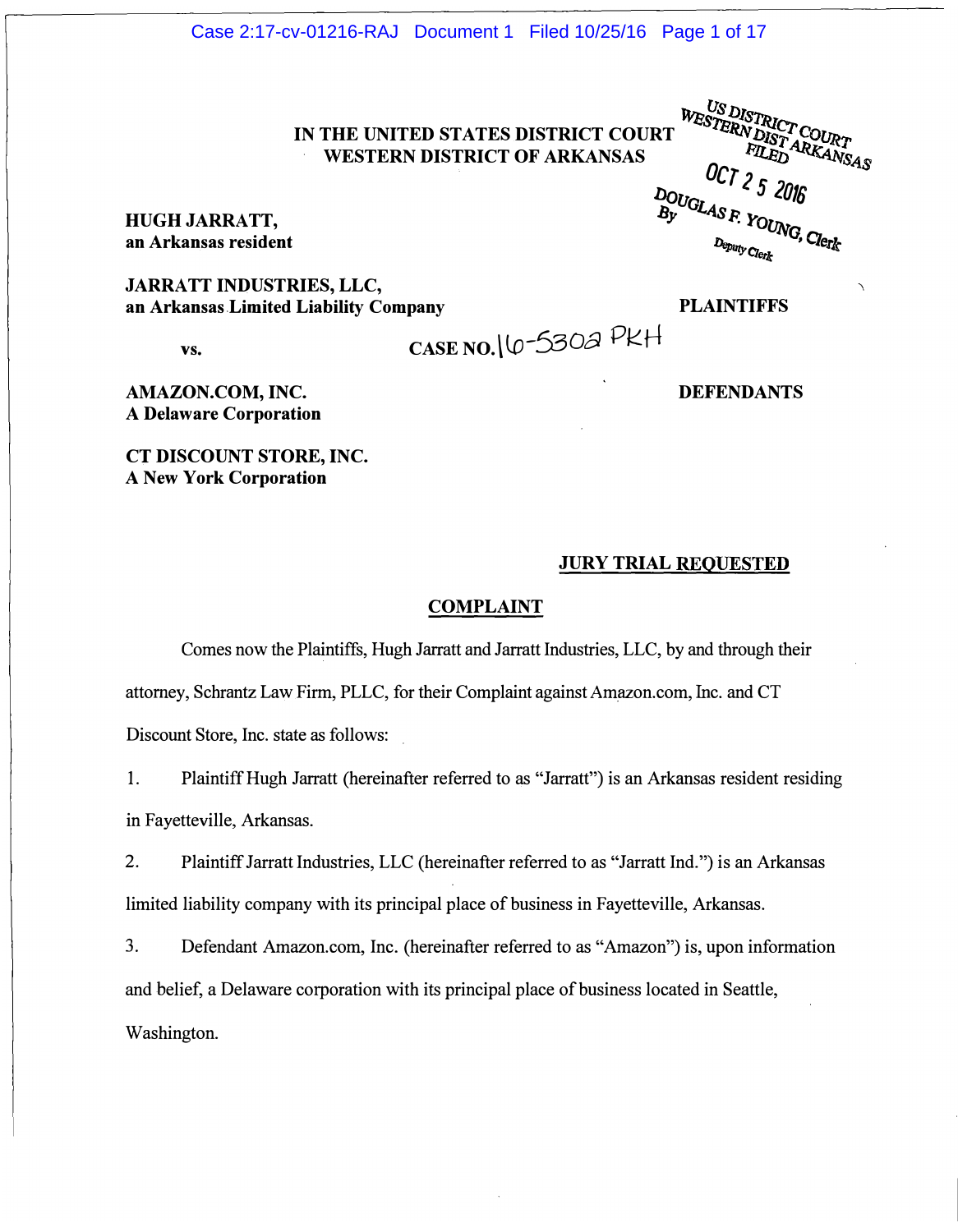**IN THE UNITED STATES DISTRICT COURT**
**WESTERN DISTRICT OF ARKANSAS**

US DISTRICT COURT
WESTERN DIST ARKANSAS
FILED
OCT 2 5 2016
DOUGLAS F. YOUNG, Clerk
By
Deputy Clerk

**HUGH JARRATT,**
**an Arkansas resident**

**JARRATT INDUSTRIES, LLC,**
**an Arkansas Limited Liability Company** **PLAINTIFFS**

**vs.** **CASE NO.** 16-5302 PKH

**AMAZON.COM, INC.** **DEFENDANTS**
**A Delaware Corporation**

**CT DISCOUNT STORE, INC.**
**A New York Corporation**

**JURY TRIAL REQUESTED**

## COMPLAINT

Comes now the Plaintiffs, Hugh Jarratt and Jarratt Industries, LLC, by and through their attorney, Schrantz Law Firm, PLLC, for their Complaint against Amazon.com, Inc. and CT Discount Store, Inc. state as follows:

1. Plaintiff Hugh Jarratt (hereinafter referred to as "Jarratt") is an Arkansas resident residing in Fayetteville, Arkansas.

2. Plaintiff Jarratt Industries, LLC (hereinafter referred to as "Jarratt Ind.") is an Arkansas limited liability company with its principal place of business in Fayetteville, Arkansas.

3. Defendant Amazon.com, Inc. (hereinafter referred to as "Amazon") is, upon information and belief, a Delaware corporation with its principal place of business located in Seattle, Washington.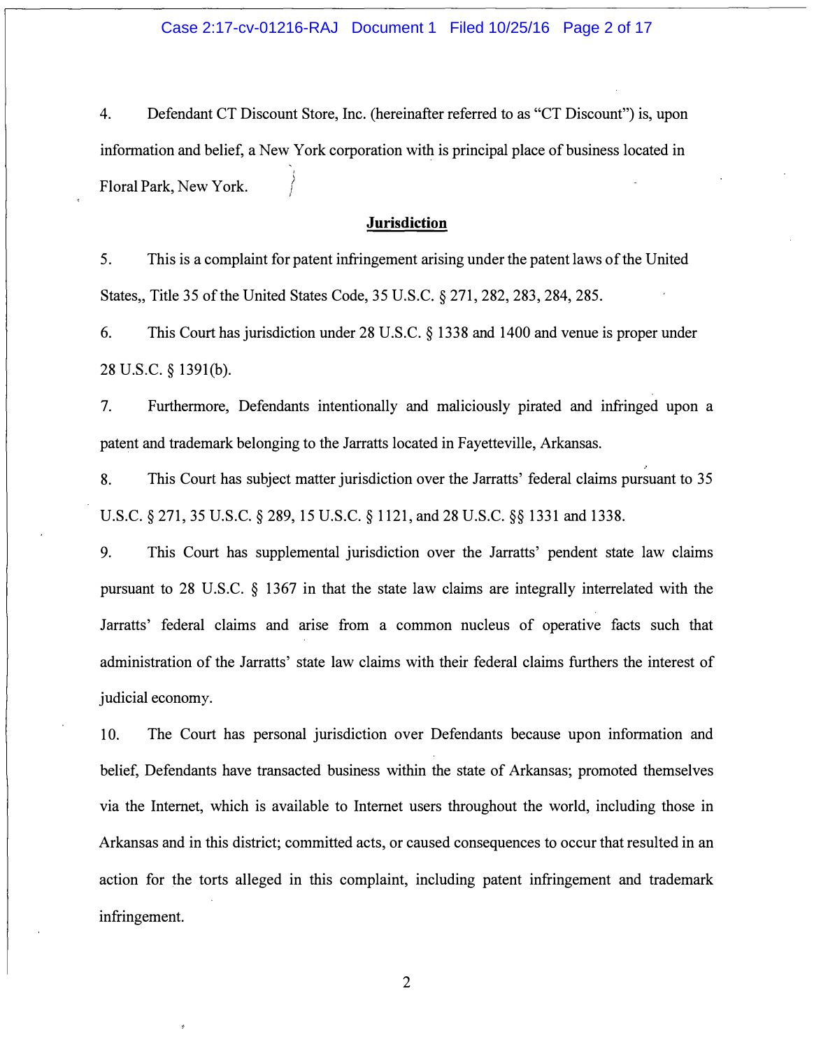4. Defendant CT Discount Store, Inc. (hereinafter referred to as "CT Discount") is, upon information and belief, a New York corporation with is principal place of business located in Floral Park, New York.

## **Jurisdiction**

5. This is a complaint for patent infringement arising under the patent laws of the United States,, Title 35 of the United States Code, 35 U.S.C. § 271, 282, 283, 284, 285.

6. This Court has jurisdiction under 28 U.S.C. § 1338 and 1400 and venue is proper under 28 U.S.C. § 1391(b).

7. Furthermore, Defendants intentionally and maliciously pirated and infringed upon a patent and trademark belonging to the Jarratts located in Fayetteville, Arkansas.

8. This Court has subject matter jurisdiction over the Jarratts' federal claims pursuant to 35 U.S.C. § 271, 35 U.S.C. § 289, 15 U.S.C. § 1121, and 28 U.S.C. §§ 1331 and 1338.

9. This Court has supplemental jurisdiction over the Jarratts' pendent state law claims pursuant to 28 U.S.C. § 1367 in that the state law claims are integrally interrelated with the Jarratts' federal claims and arise from a common nucleus of operative facts such that administration of the Jarratts' state law claims with their federal claims furthers the interest of judicial economy.

10. The Court has personal jurisdiction over Defendants because upon information and belief, Defendants have transacted business within the state of Arkansas; promoted themselves via the Internet, which is available to Internet users throughout the world, including those in Arkansas and in this district; committed acts, or caused consequences to occur that resulted in an action for the torts alleged in this complaint, including patent infringement and trademark infringement.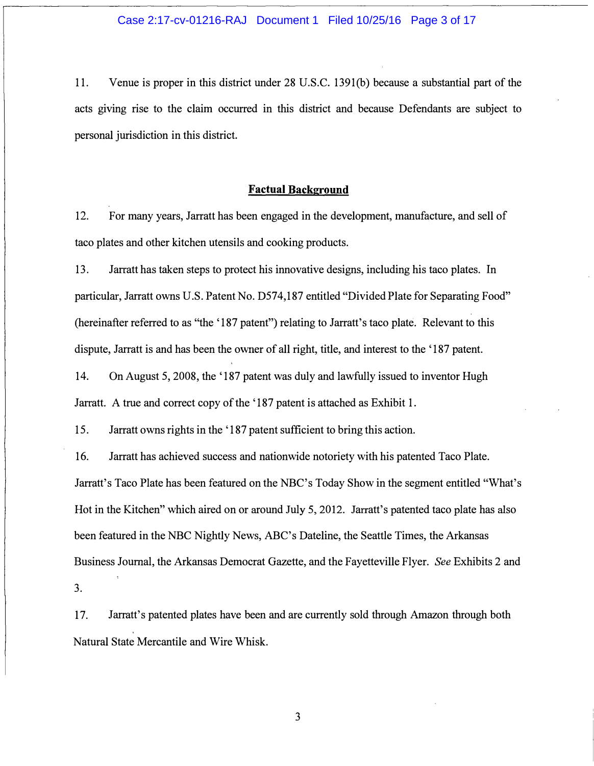11. Venue is proper in this district under 28 U.S.C. 1391(b) because a substantial part of the acts giving rise to the claim occurred in this district and because Defendants are subject to personal jurisdiction in this district.

## Factual Background

12. For many years, Jarratt has been engaged in the development, manufacture, and sell of taco plates and other kitchen utensils and cooking products.

13. Jarratt has taken steps to protect his innovative designs, including his taco plates. In particular, Jarratt owns U.S. Patent No. D574,187 entitled "Divided Plate for Separating Food" (hereinafter referred to as "the '187 patent") relating to Jarratt's taco plate. Relevant to this dispute, Jarratt is and has been the owner of all right, title, and interest to the '187 patent.

14. On August 5, 2008, the '187 patent was duly and lawfully issued to inventor Hugh Jarratt. A true and correct copy of the '187 patent is attached as Exhibit 1.

15. Jarratt owns rights in the '187 patent sufficient to bring this action.

16. Jarratt has achieved success and nationwide notoriety with his patented Taco Plate. Jarratt's Taco Plate has been featured on the NBC's Today Show in the segment entitled "What's Hot in the Kitchen" which aired on or around July 5, 2012. Jarratt's patented taco plate has also been featured in the NBC Nightly News, ABC's Dateline, the Seattle Times, the Arkansas Business Journal, the Arkansas Democrat Gazette, and the Fayetteville Flyer. *See* Exhibits 2 and 3.

17. Jarratt's patented plates have been and are currently sold through Amazon through both Natural State Mercantile and Wire Whisk.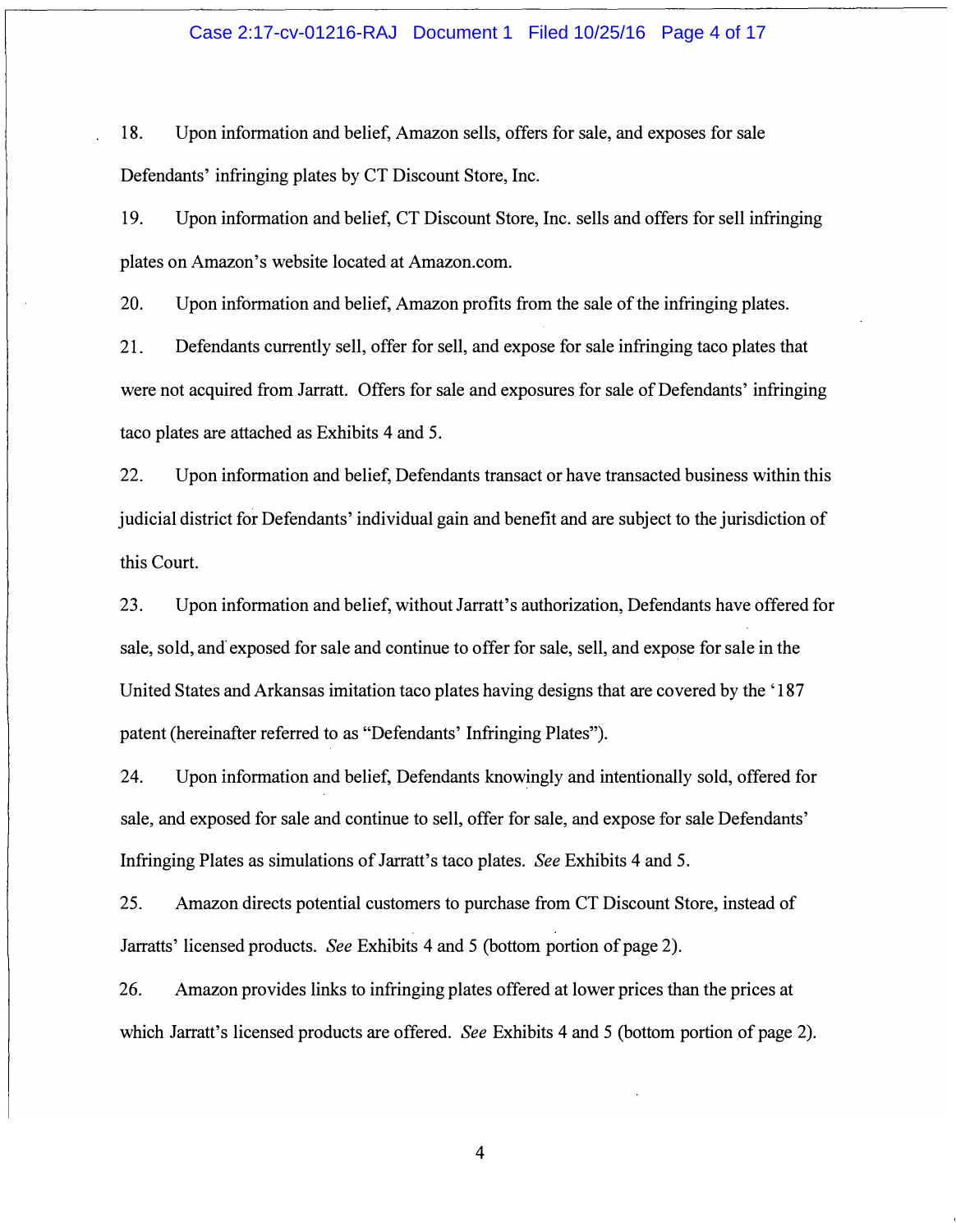18. Upon information and belief, Amazon sells, offers for sale, and exposes for sale Defendants' infringing plates by CT Discount Store, Inc.

19. Upon information and belief, CT Discount Store, Inc. sells and offers for sell infringing plates on Amazon's website located at Amazon.com.

20. Upon information and belief, Amazon profits from the sale of the infringing plates.

21. Defendants currently sell, offer for sell, and expose for sale infringing taco plates that were not acquired from Jarratt. Offers for sale and exposures for sale of Defendants' infringing taco plates are attached as Exhibits 4 and 5.

22. Upon information and belief, Defendants transact or have transacted business within this judicial district for Defendants' individual gain and benefit and are subject to the jurisdiction of this Court.

23. Upon information and belief, without Jarratt's authorization, Defendants have offered for sale, sold, and exposed for sale and continue to offer for sale, sell, and expose for sale in the United States and Arkansas imitation taco plates having designs that are covered by the '187 patent (hereinafter referred to as "Defendants' Infringing Plates").

24. Upon information and belief, Defendants knowingly and intentionally sold, offered for sale, and exposed for sale and continue to sell, offer for sale, and expose for sale Defendants' Infringing Plates as simulations of Jarratt's taco plates. *See* Exhibits 4 and 5.

25. Amazon directs potential customers to purchase from CT Discount Store, instead of Jarratts' licensed products. *See* Exhibits 4 and 5 (bottom portion of page 2).

26. Amazon provides links to infringing plates offered at lower prices than the prices at which Jarratt's licensed products are offered. *See* Exhibits 4 and 5 (bottom portion of page 2).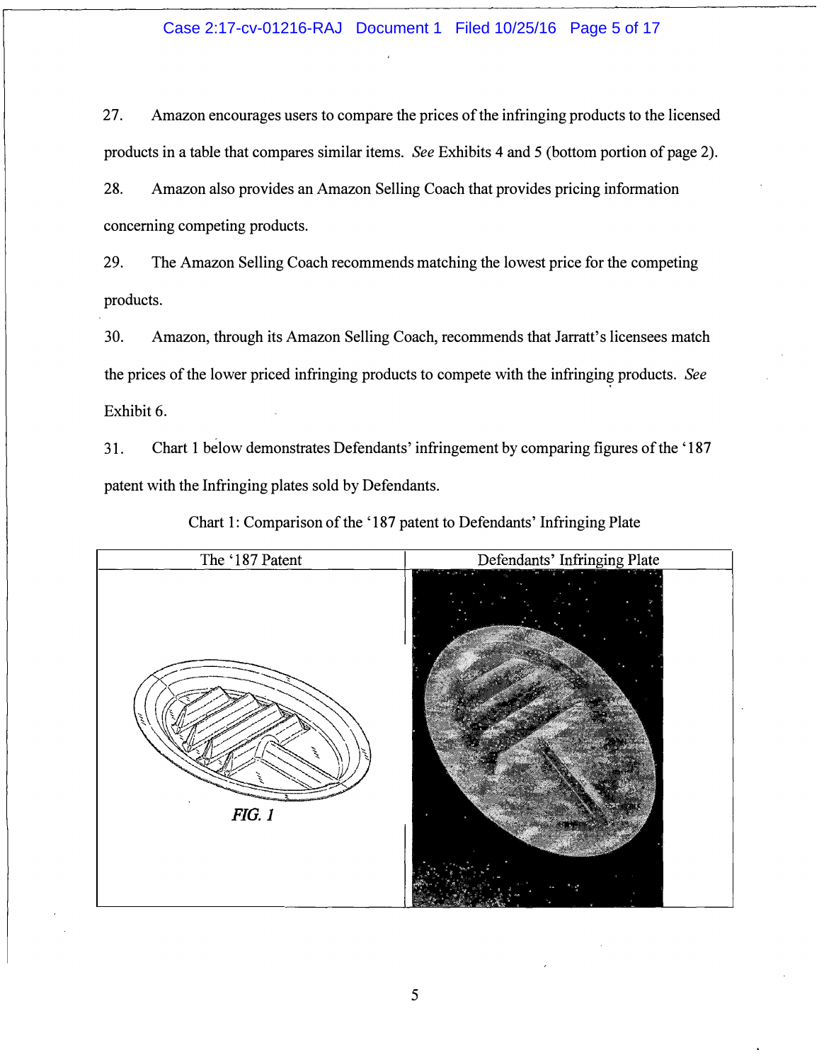27. Amazon encourages users to compare the prices of the infringing products to the licensed products in a table that compares similar items. *See* Exhibits 4 and 5 (bottom portion of page 2).

28. Amazon also provides an Amazon Selling Coach that provides pricing information concerning competing products.

29. The Amazon Selling Coach recommends matching the lowest price for the competing products.

30. Amazon, through its Amazon Selling Coach, recommends that Jarratt's licensees match the prices of the lower priced infringing products to compete with the infringing products. *See* Exhibit 6.

31. Chart 1 below demonstrates Defendants' infringement by comparing figures of the '187 patent with the Infringing plates sold by Defendants.

Chart 1: Comparison of the '187 patent to Defendants' Infringing Plate

| The '187 Patent | Defendants' Infringing Plate |
| --- | --- |
| *FIG. 1* | |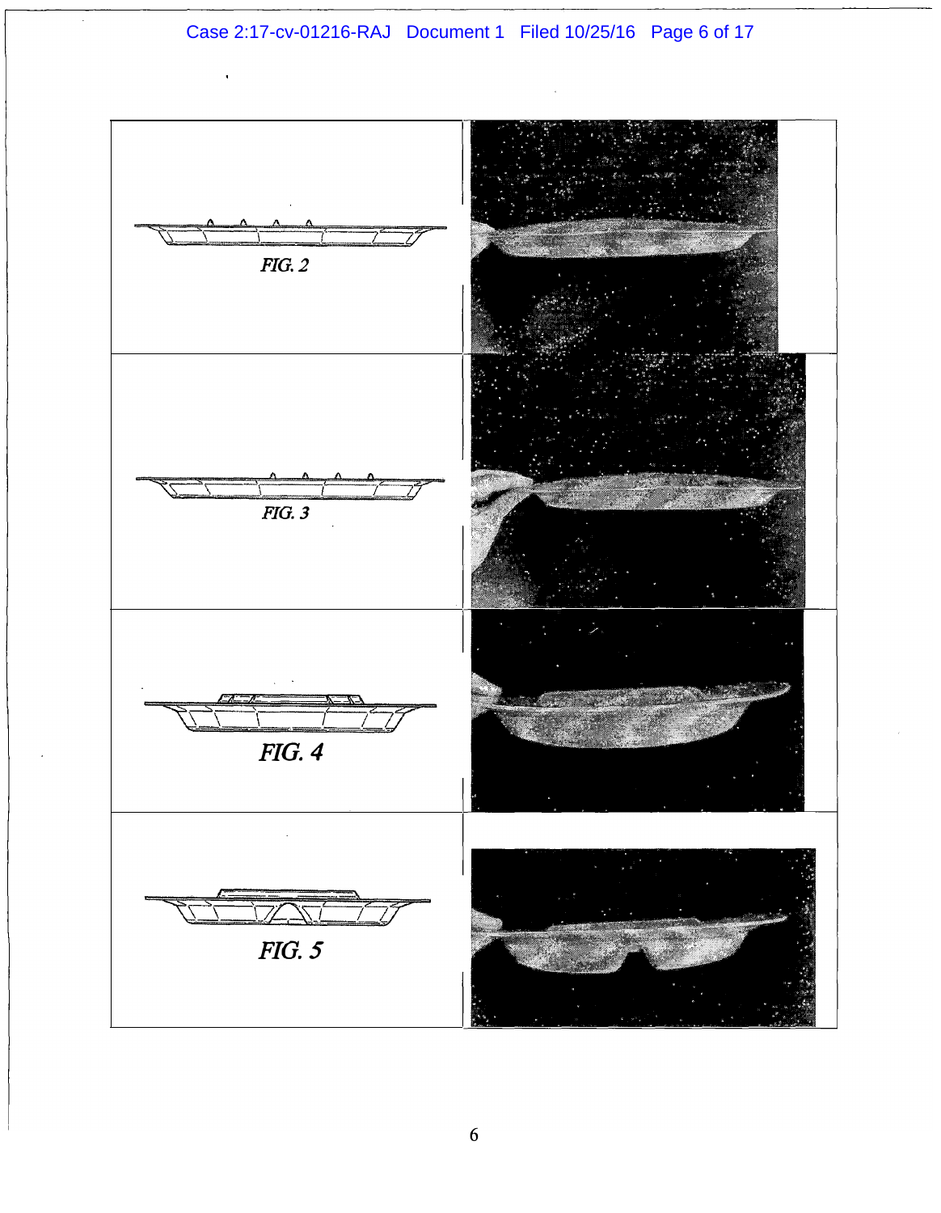FIG. 2

FIG. 3

FIG. 4

FIG. 5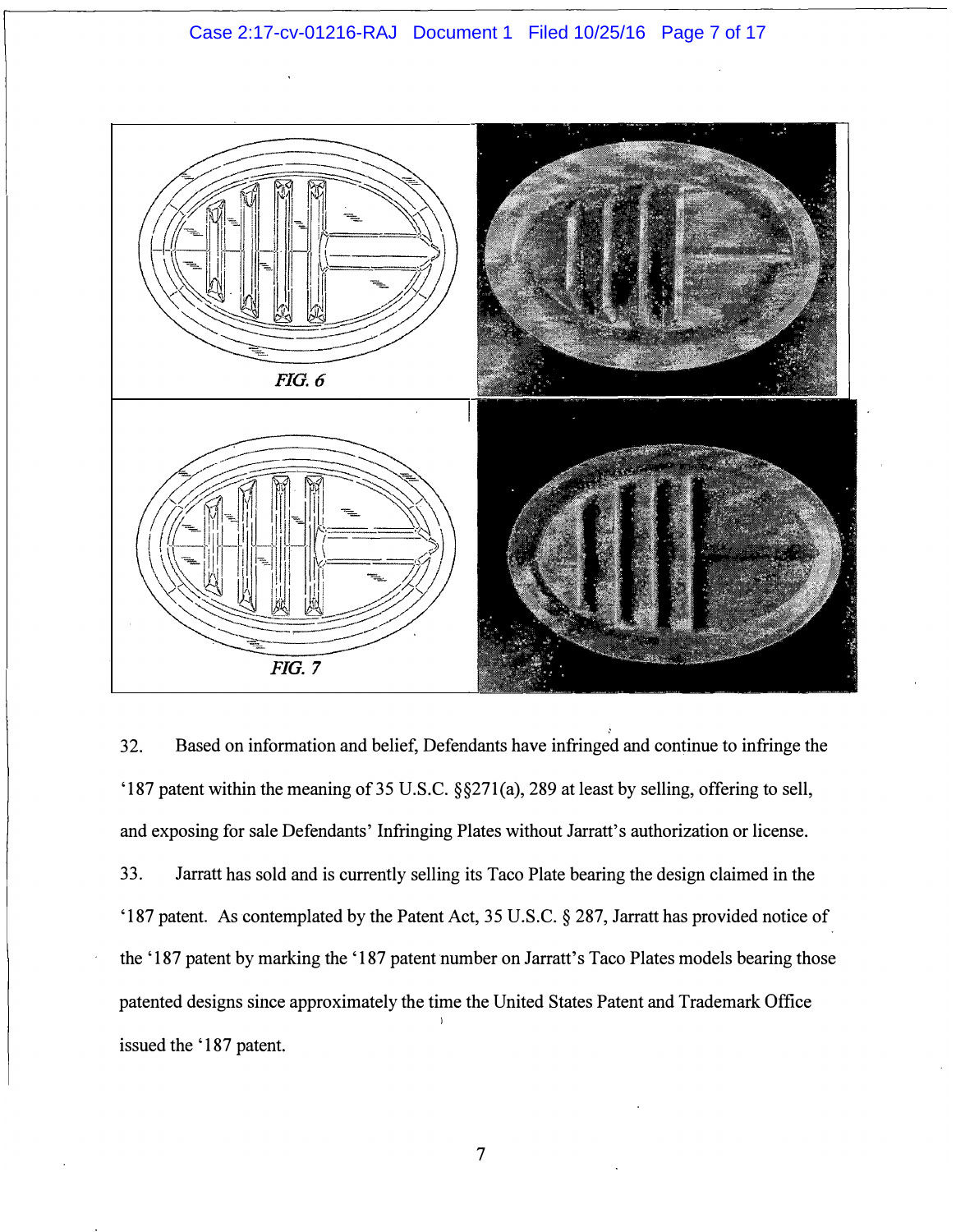FIG. 6

FIG. 7

32. Based on information and belief, Defendants have infringed and continue to infringe the '187 patent within the meaning of 35 U.S.C. §§271(a), 289 at least by selling, offering to sell, and exposing for sale Defendants' Infringing Plates without Jarratt's authorization or license.

33. Jarratt has sold and is currently selling its Taco Plate bearing the design claimed in the '187 patent. As contemplated by the Patent Act, 35 U.S.C. § 287, Jarratt has provided notice of the '187 patent by marking the '187 patent number on Jarratt's Taco Plates models bearing those patented designs since approximately the time the United States Patent and Trademark Office issued the '187 patent.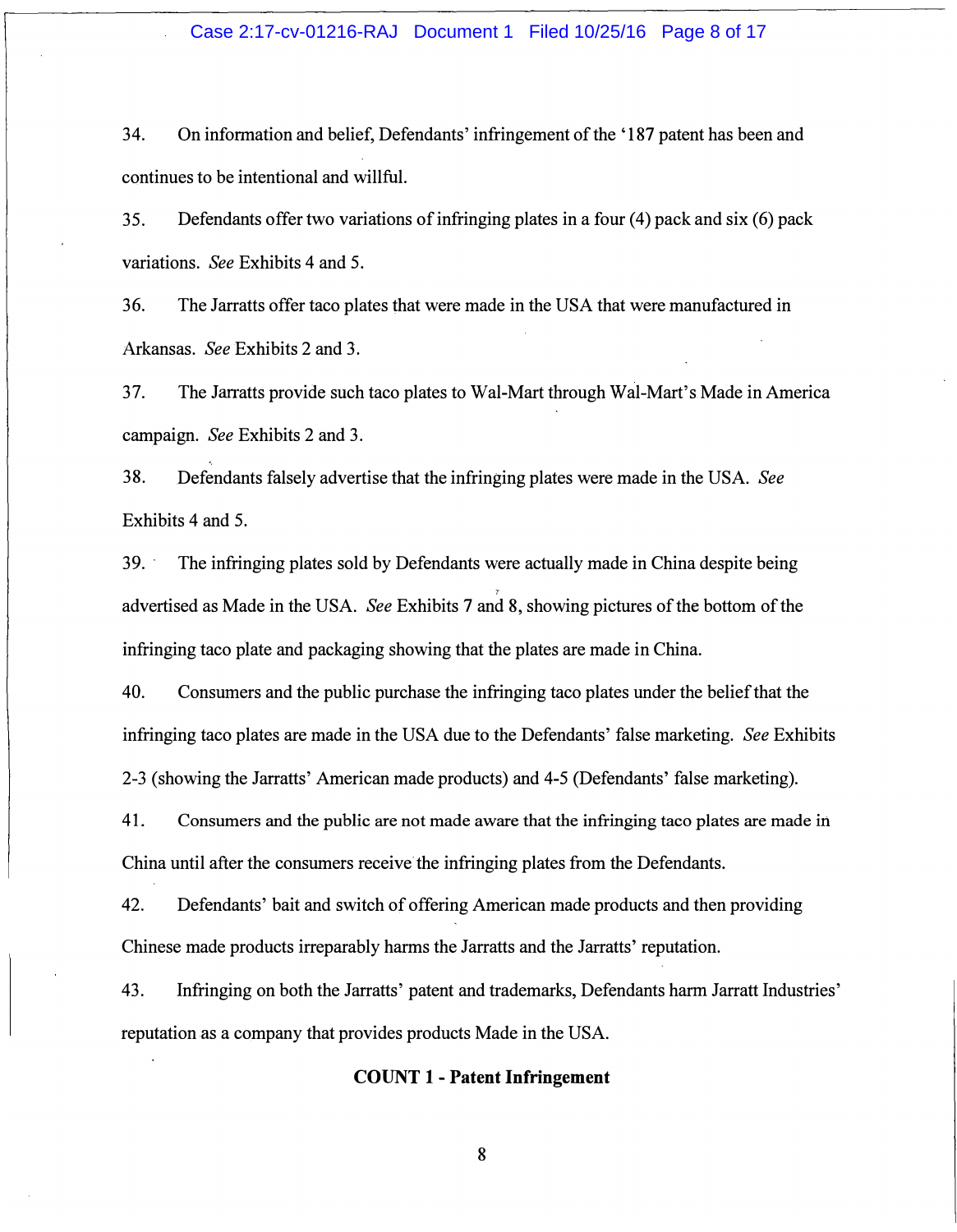34. On information and belief, Defendants' infringement of the '187 patent has been and continues to be intentional and willful.

35. Defendants offer two variations of infringing plates in a four (4) pack and six (6) pack variations. *See* Exhibits 4 and 5.

36. The Jarratts offer taco plates that were made in the USA that were manufactured in Arkansas. *See* Exhibits 2 and 3.

37. The Jarratts provide such taco plates to Wal-Mart through Wal-Mart's Made in America campaign. *See* Exhibits 2 and 3.

38. Defendants falsely advertise that the infringing plates were made in the USA. *See* Exhibits 4 and 5.

39. The infringing plates sold by Defendants were actually made in China despite being advertised as Made in the USA. *See* Exhibits 7 and 8, showing pictures of the bottom of the infringing taco plate and packaging showing that the plates are made in China.

40. Consumers and the public purchase the infringing taco plates under the belief that the infringing taco plates are made in the USA due to the Defendants' false marketing. *See* Exhibits 2-3 (showing the Jarratts' American made products) and 4-5 (Defendants' false marketing).

41. Consumers and the public are not made aware that the infringing taco plates are made in China until after the consumers receive the infringing plates from the Defendants.

42. Defendants' bait and switch of offering American made products and then providing Chinese made products irreparably harms the Jarratts and the Jarratts' reputation.

43. Infringing on both the Jarratts' patent and trademarks, Defendants harm Jarratt Industries' reputation as a company that provides products Made in the USA.

## COUNT 1 - Patent Infringement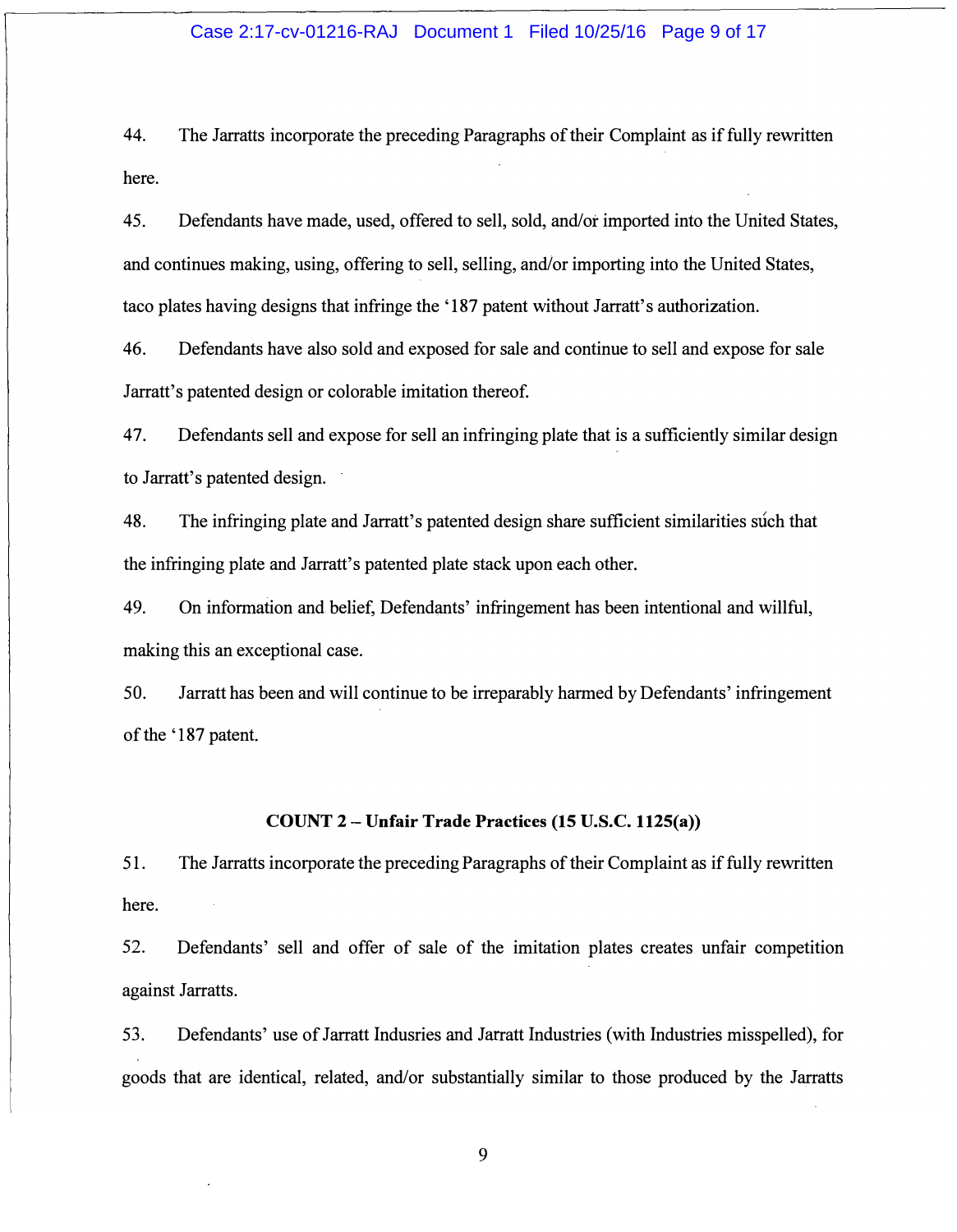44. The Jarratts incorporate the preceding Paragraphs of their Complaint as if fully rewritten here.

45. Defendants have made, used, offered to sell, sold, and/or imported into the United States, and continues making, using, offering to sell, selling, and/or importing into the United States, taco plates having designs that infringe the '187 patent without Jarratt's authorization.

46. Defendants have also sold and exposed for sale and continue to sell and expose for sale Jarratt's patented design or colorable imitation thereof.

47. Defendants sell and expose for sell an infringing plate that is a sufficiently similar design to Jarratt's patented design.

48. The infringing plate and Jarratt's patented design share sufficient similarities such that the infringing plate and Jarratt's patented plate stack upon each other.

49. On information and belief, Defendants' infringement has been intentional and willful, making this an exceptional case.

50. Jarratt has been and will continue to be irreparably harmed by Defendants' infringement of the '187 patent.

**COUNT 2 – Unfair Trade Practices (15 U.S.C. 1125(a))**

51. The Jarratts incorporate the preceding Paragraphs of their Complaint as if fully rewritten here.

52. Defendants' sell and offer of sale of the imitation plates creates unfair competition against Jarratts.

53. Defendants' use of Jarratt Indusries and Jarratt Industries (with Industries misspelled), for goods that are identical, related, and/or substantially similar to those produced by the Jarratts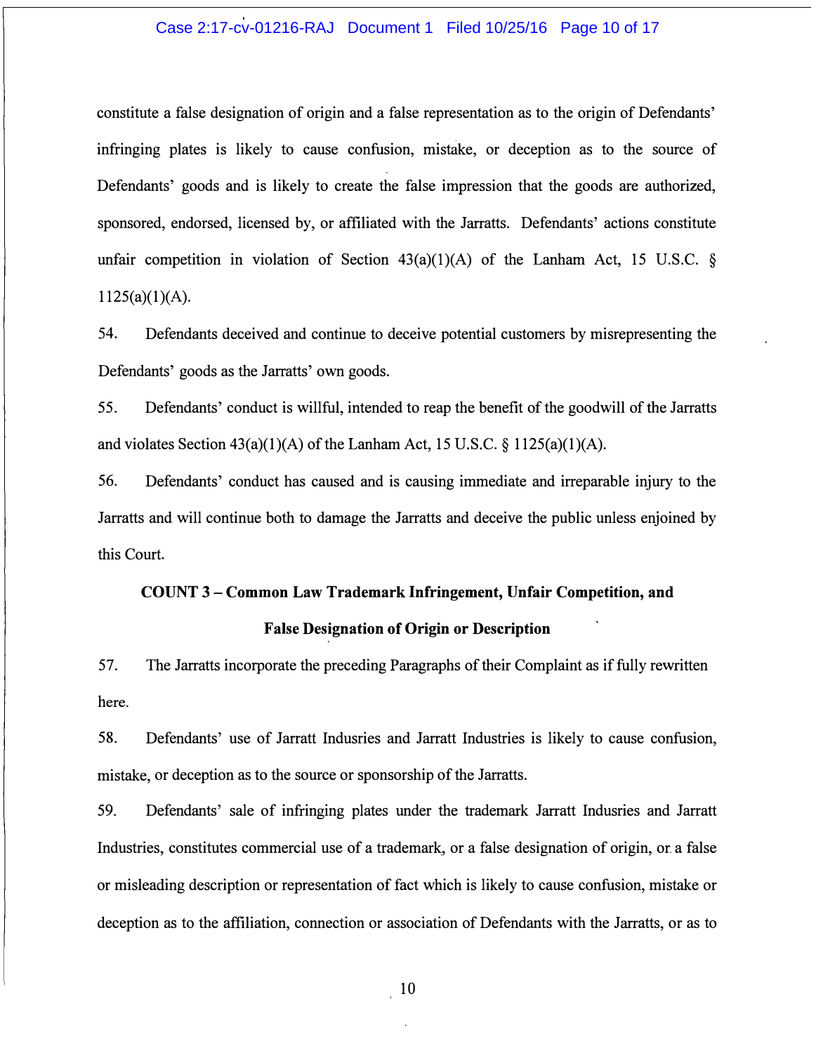constitute a false designation of origin and a false representation as to the origin of Defendants' infringing plates is likely to cause confusion, mistake, or deception as to the source of Defendants' goods and is likely to create the false impression that the goods are authorized, sponsored, endorsed, licensed by, or affiliated with the Jarratts. Defendants' actions constitute unfair competition in violation of Section 43(a)(1)(A) of the Lanham Act, 15 U.S.C. § 1125(a)(1)(A).

54. Defendants deceived and continue to deceive potential customers by misrepresenting the Defendants' goods as the Jarratts' own goods.

55. Defendants' conduct is willful, intended to reap the benefit of the goodwill of the Jarratts and violates Section 43(a)(1)(A) of the Lanham Act, 15 U.S.C. § 1125(a)(1)(A).

56. Defendants' conduct has caused and is causing immediate and irreparable injury to the Jarratts and will continue both to damage the Jarratts and deceive the public unless enjoined by this Court.

**COUNT 3 – Common Law Trademark Infringement, Unfair Competition, and False Designation of Origin or Description**

57. The Jarratts incorporate the preceding Paragraphs of their Complaint as if fully rewritten here.

58. Defendants' use of Jarratt Indusries and Jarratt Industries is likely to cause confusion, mistake, or deception as to the source or sponsorship of the Jarratts.

59. Defendants' sale of infringing plates under the trademark Jarratt Indusries and Jarratt Industries, constitutes commercial use of a trademark, or a false designation of origin, or a false or misleading description or representation of fact which is likely to cause confusion, mistake or deception as to the affiliation, connection or association of Defendants with the Jarratts, or as to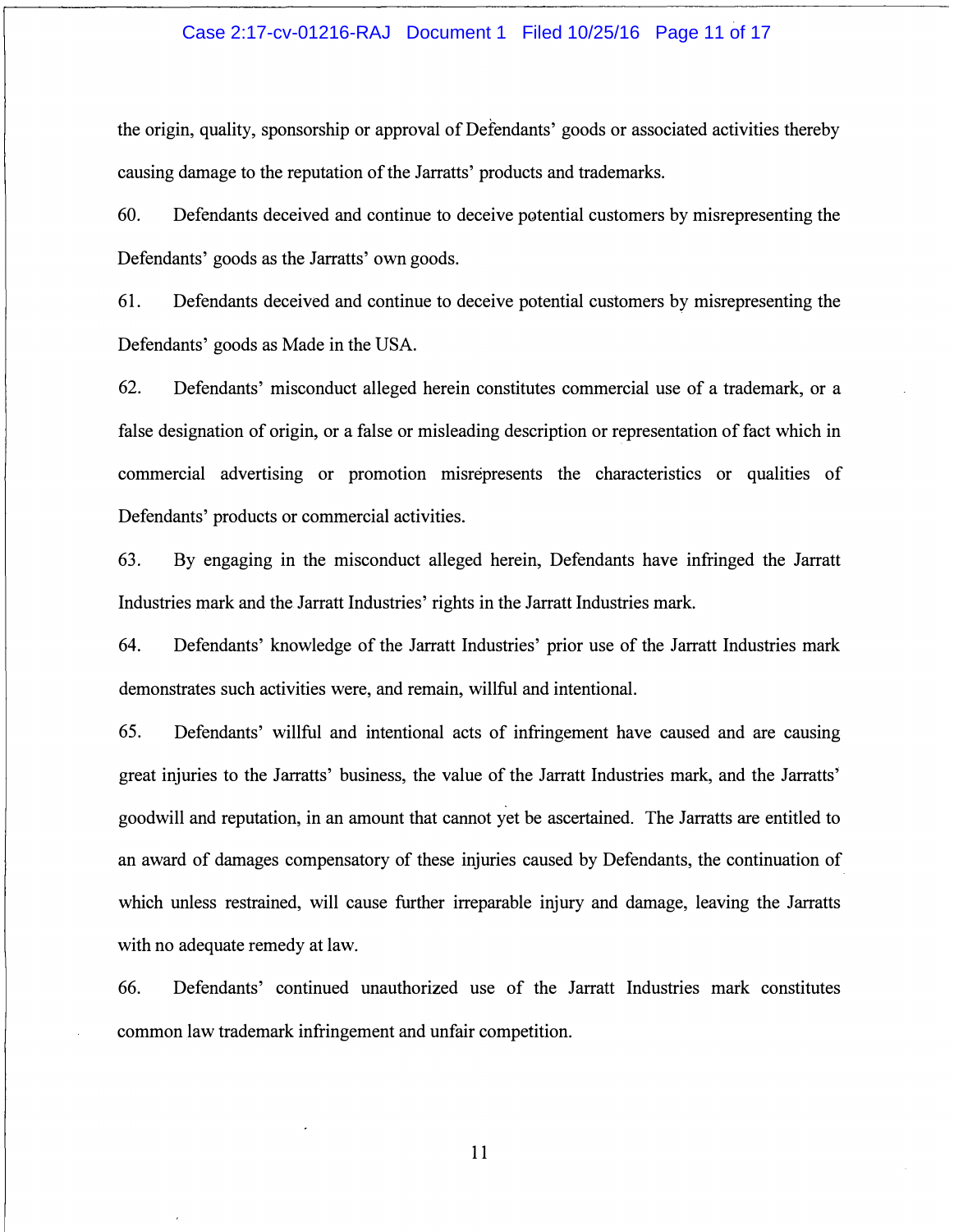the origin, quality, sponsorship or approval of Defendants' goods or associated activities thereby causing damage to the reputation of the Jarratts' products and trademarks.

60. Defendants deceived and continue to deceive potential customers by misrepresenting the Defendants' goods as the Jarratts' own goods.

61. Defendants deceived and continue to deceive potential customers by misrepresenting the Defendants' goods as Made in the USA.

62. Defendants' misconduct alleged herein constitutes commercial use of a trademark, or a false designation of origin, or a false or misleading description or representation of fact which in commercial advertising or promotion misrepresents the characteristics or qualities of Defendants' products or commercial activities.

63. By engaging in the misconduct alleged herein, Defendants have infringed the Jarratt Industries mark and the Jarratt Industries' rights in the Jarratt Industries mark.

64. Defendants' knowledge of the Jarratt Industries' prior use of the Jarratt Industries mark demonstrates such activities were, and remain, willful and intentional.

65. Defendants' willful and intentional acts of infringement have caused and are causing great injuries to the Jarratts' business, the value of the Jarratt Industries mark, and the Jarratts' goodwill and reputation, in an amount that cannot yet be ascertained. The Jarratts are entitled to an award of damages compensatory of these injuries caused by Defendants, the continuation of which unless restrained, will cause further irreparable injury and damage, leaving the Jarratts with no adequate remedy at law.

66. Defendants' continued unauthorized use of the Jarratt Industries mark constitutes common law trademark infringement and unfair competition.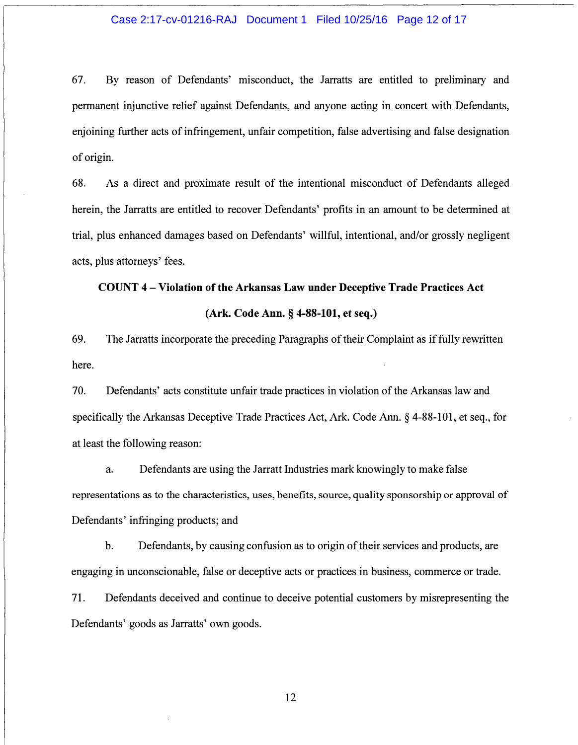67. By reason of Defendants' misconduct, the Jarratts are entitled to preliminary and permanent injunctive relief against Defendants, and anyone acting in concert with Defendants, enjoining further acts of infringement, unfair competition, false advertising and false designation of origin.

68. As a direct and proximate result of the intentional misconduct of Defendants alleged herein, the Jarratts are entitled to recover Defendants' profits in an amount to be determined at trial, plus enhanced damages based on Defendants' willful, intentional, and/or grossly negligent acts, plus attorneys' fees.

**COUNT 4 – Violation of the Arkansas Law under Deceptive Trade Practices Act**

**(Ark. Code Ann. § 4-88-101, et seq.)**

69. The Jarratts incorporate the preceding Paragraphs of their Complaint as if fully rewritten here.

70. Defendants' acts constitute unfair trade practices in violation of the Arkansas law and specifically the Arkansas Deceptive Trade Practices Act, Ark. Code Ann. § 4-88-101, et seq., for at least the following reason:

a. Defendants are using the Jarratt Industries mark knowingly to make false representations as to the characteristics, uses, benefits, source, quality sponsorship or approval of Defendants' infringing products; and

b. Defendants, by causing confusion as to origin of their services and products, are engaging in unconscionable, false or deceptive acts or practices in business, commerce or trade.

71. Defendants deceived and continue to deceive potential customers by misrepresenting the Defendants' goods as Jarratts' own goods.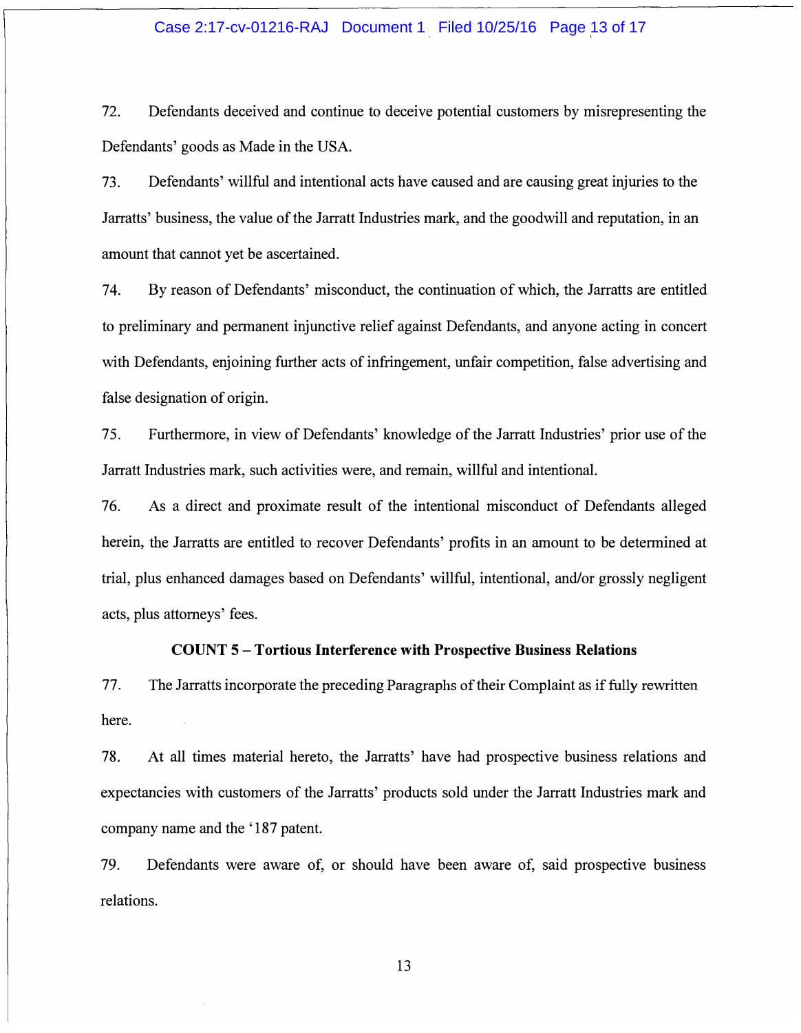72. Defendants deceived and continue to deceive potential customers by misrepresenting the Defendants' goods as Made in the USA.

73. Defendants' willful and intentional acts have caused and are causing great injuries to the Jarratts' business, the value of the Jarratt Industries mark, and the goodwill and reputation, in an amount that cannot yet be ascertained.

74. By reason of Defendants' misconduct, the continuation of which, the Jarratts are entitled to preliminary and permanent injunctive relief against Defendants, and anyone acting in concert with Defendants, enjoining further acts of infringement, unfair competition, false advertising and false designation of origin.

75. Furthermore, in view of Defendants' knowledge of the Jarratt Industries' prior use of the Jarratt Industries mark, such activities were, and remain, willful and intentional.

76. As a direct and proximate result of the intentional misconduct of Defendants alleged herein, the Jarratts are entitled to recover Defendants' profits in an amount to be determined at trial, plus enhanced damages based on Defendants' willful, intentional, and/or grossly negligent acts, plus attorneys' fees.

**COUNT 5 – Tortious Interference with Prospective Business Relations**

77. The Jarratts incorporate the preceding Paragraphs of their Complaint as if fully rewritten here.

78. At all times material hereto, the Jarratts' have had prospective business relations and expectancies with customers of the Jarratts' products sold under the Jarratt Industries mark and company name and the '187 patent.

79. Defendants were aware of, or should have been aware of, said prospective business relations.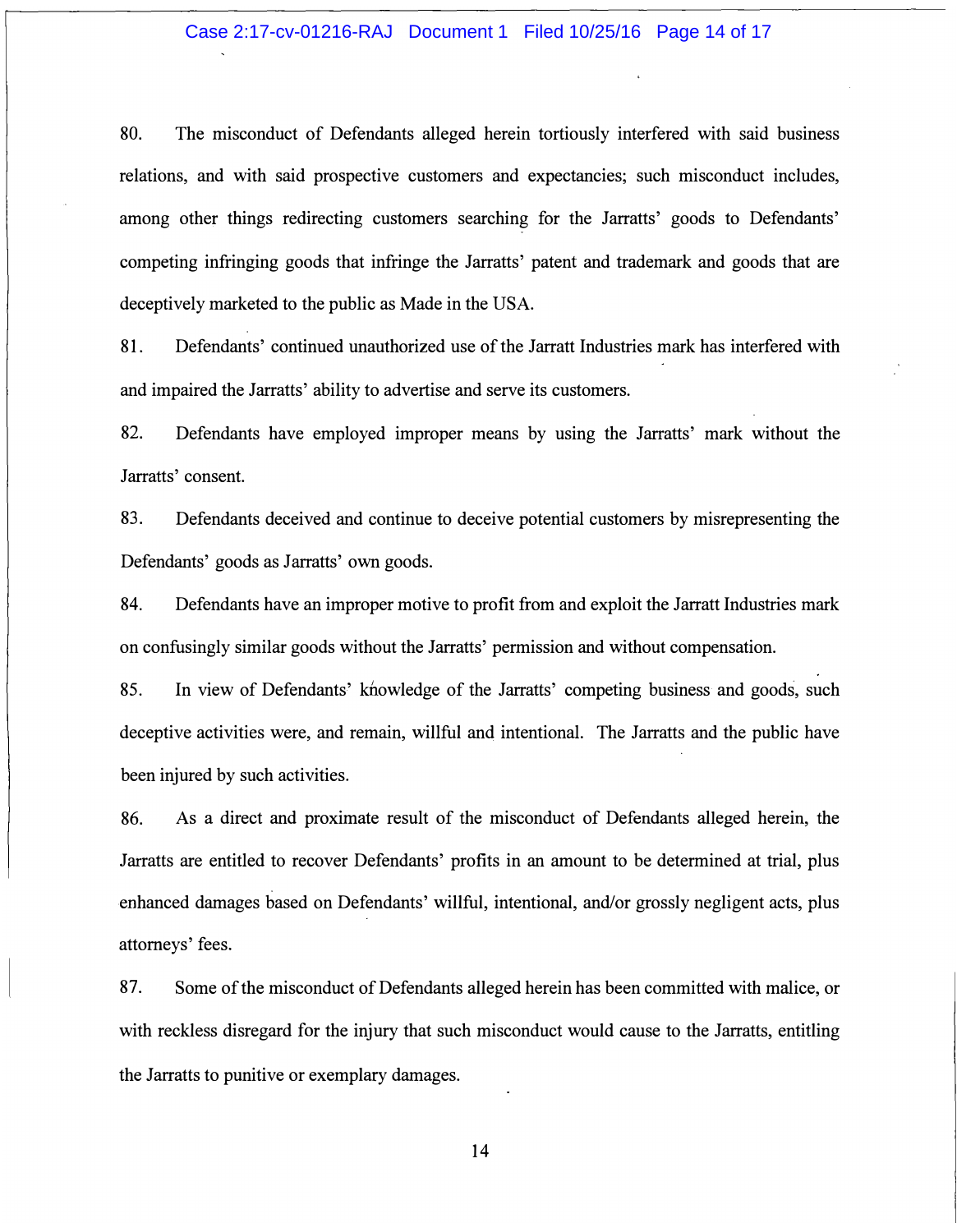80. The misconduct of Defendants alleged herein tortiously interfered with said business relations, and with said prospective customers and expectancies; such misconduct includes, among other things redirecting customers searching for the Jarratts' goods to Defendants' competing infringing goods that infringe the Jarratts' patent and trademark and goods that are deceptively marketed to the public as Made in the USA.

81. Defendants' continued unauthorized use of the Jarratt Industries mark has interfered with and impaired the Jarratts' ability to advertise and serve its customers.

82. Defendants have employed improper means by using the Jarratts' mark without the Jarratts' consent.

83. Defendants deceived and continue to deceive potential customers by misrepresenting the Defendants' goods as Jarratts' own goods.

84. Defendants have an improper motive to profit from and exploit the Jarratt Industries mark on confusingly similar goods without the Jarratts' permission and without compensation.

85. In view of Defendants' knowledge of the Jarratts' competing business and goods, such deceptive activities were, and remain, willful and intentional. The Jarratts and the public have been injured by such activities.

86. As a direct and proximate result of the misconduct of Defendants alleged herein, the Jarratts are entitled to recover Defendants' profits in an amount to be determined at trial, plus enhanced damages based on Defendants' willful, intentional, and/or grossly negligent acts, plus attorneys' fees.

87. Some of the misconduct of Defendants alleged herein has been committed with malice, or with reckless disregard for the injury that such misconduct would cause to the Jarratts, entitling the Jarratts to punitive or exemplary damages.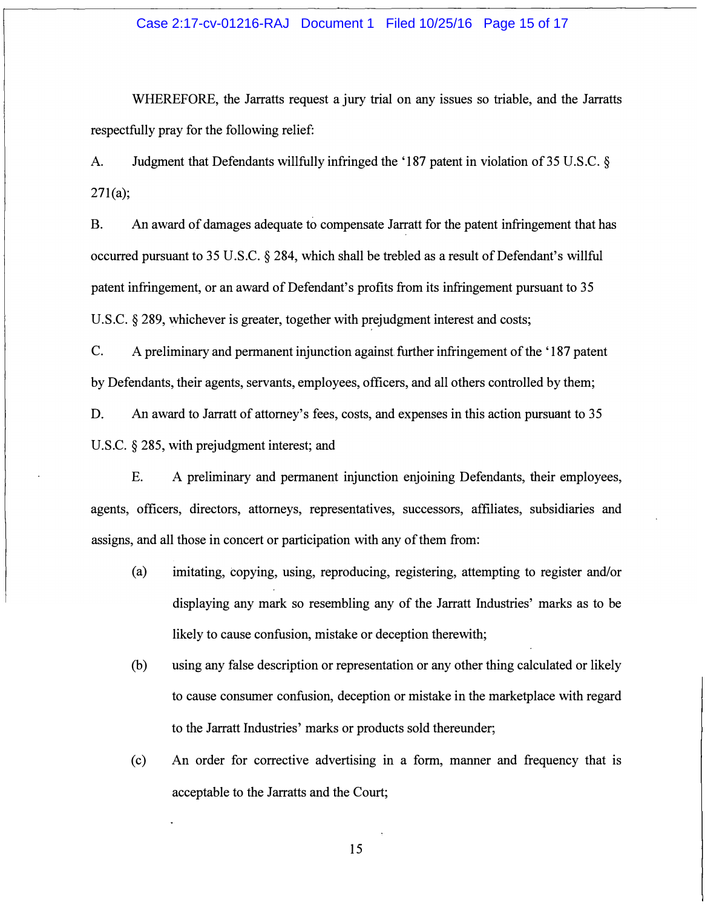WHEREFORE, the Jarratts request a jury trial on any issues so triable, and the Jarratts respectfully pray for the following relief:

A. Judgment that Defendants willfully infringed the '187 patent in violation of 35 U.S.C. § 271(a);

B. An award of damages adequate to compensate Jarratt for the patent infringement that has occurred pursuant to 35 U.S.C. § 284, which shall be trebled as a result of Defendant's willful patent infringement, or an award of Defendant's profits from its infringement pursuant to 35 U.S.C. § 289, whichever is greater, together with prejudgment interest and costs;

C. A preliminary and permanent injunction against further infringement of the '187 patent by Defendants, their agents, servants, employees, officers, and all others controlled by them;

D. An award to Jarratt of attorney's fees, costs, and expenses in this action pursuant to 35 U.S.C. § 285, with prejudgment interest; and

E. A preliminary and permanent injunction enjoining Defendants, their employees, agents, officers, directors, attorneys, representatives, successors, affiliates, subsidiaries and assigns, and all those in concert or participation with any of them from:

(a) imitating, copying, using, reproducing, registering, attempting to register and/or displaying any mark so resembling any of the Jarratt Industries' marks as to be likely to cause confusion, mistake or deception therewith;

(b) using any false description or representation or any other thing calculated or likely to cause consumer confusion, deception or mistake in the marketplace with regard to the Jarratt Industries' marks or products sold thereunder;

(c) An order for corrective advertising in a form, manner and frequency that is acceptable to the Jarratts and the Court;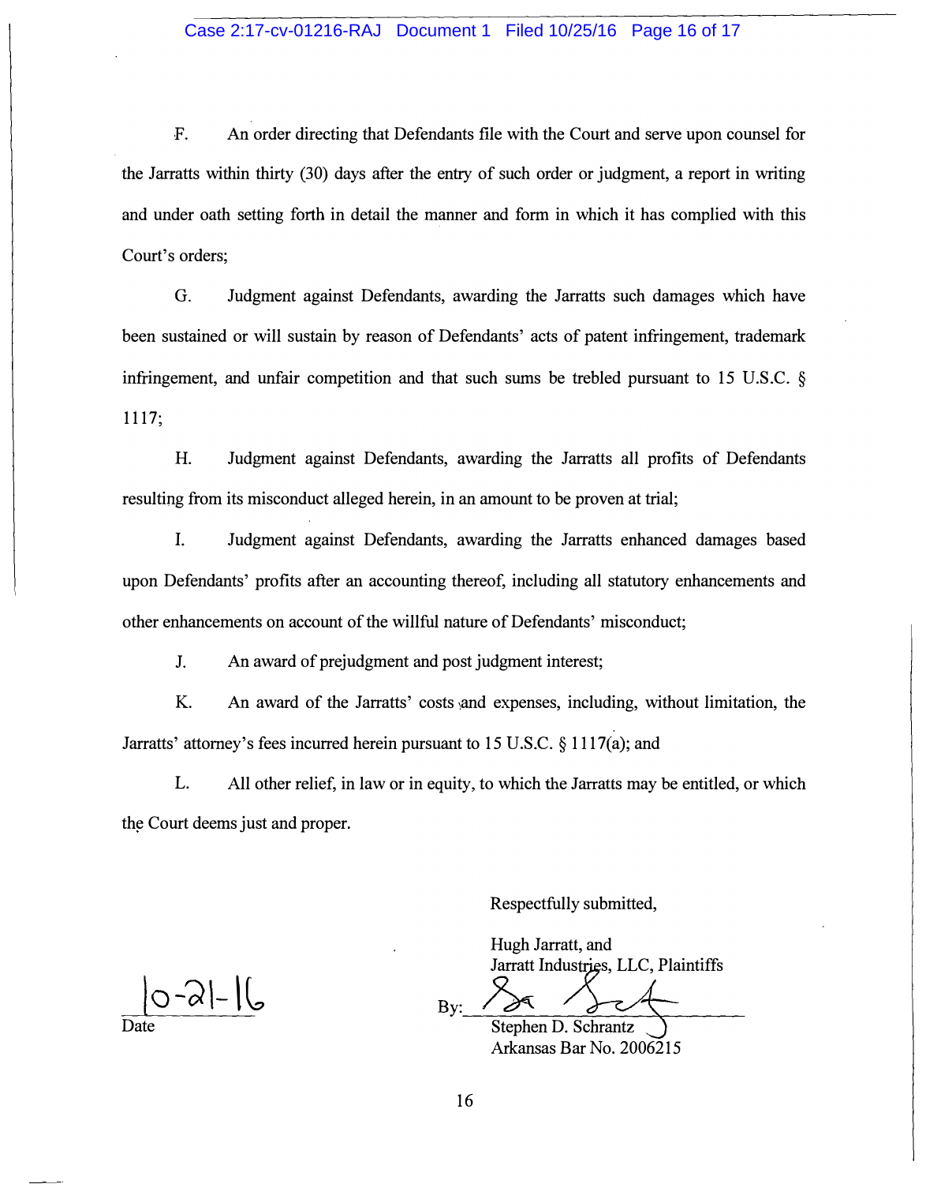F. An order directing that Defendants file with the Court and serve upon counsel for the Jarratts within thirty (30) days after the entry of such order or judgment, a report in writing and under oath setting forth in detail the manner and form in which it has complied with this Court's orders;

G. Judgment against Defendants, awarding the Jarratts such damages which have been sustained or will sustain by reason of Defendants' acts of patent infringement, trademark infringement, and unfair competition and that such sums be trebled pursuant to 15 U.S.C. § 1117;

H. Judgment against Defendants, awarding the Jarratts all profits of Defendants resulting from its misconduct alleged herein, in an amount to be proven at trial;

I. Judgment against Defendants, awarding the Jarratts enhanced damages based upon Defendants' profits after an accounting thereof, including all statutory enhancements and other enhancements on account of the willful nature of Defendants' misconduct;

J. An award of prejudgment and post judgment interest;

K. An award of the Jarratts' costs and expenses, including, without limitation, the Jarratts' attorney's fees incurred herein pursuant to 15 U.S.C. § 1117(a); and

L. All other relief, in law or in equity, to which the Jarratts may be entitled, or which the Court deems just and proper.

Respectfully submitted,

Hugh Jarratt, and
Jarratt Industries, LLC, Plaintiffs

10-21-16
Date

By: ______________________
Stephen D. Schrantz
Arkansas Bar No. 2006215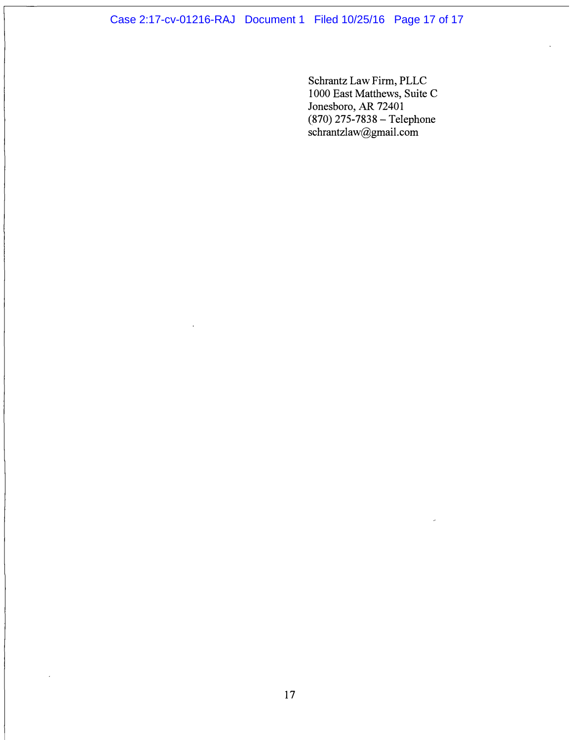Schrantz Law Firm, PLLC
1000 East Matthews, Suite C
Jonesboro, AR 72401
(870) 275-7838 – Telephone
schrantzlaw@gmail.com